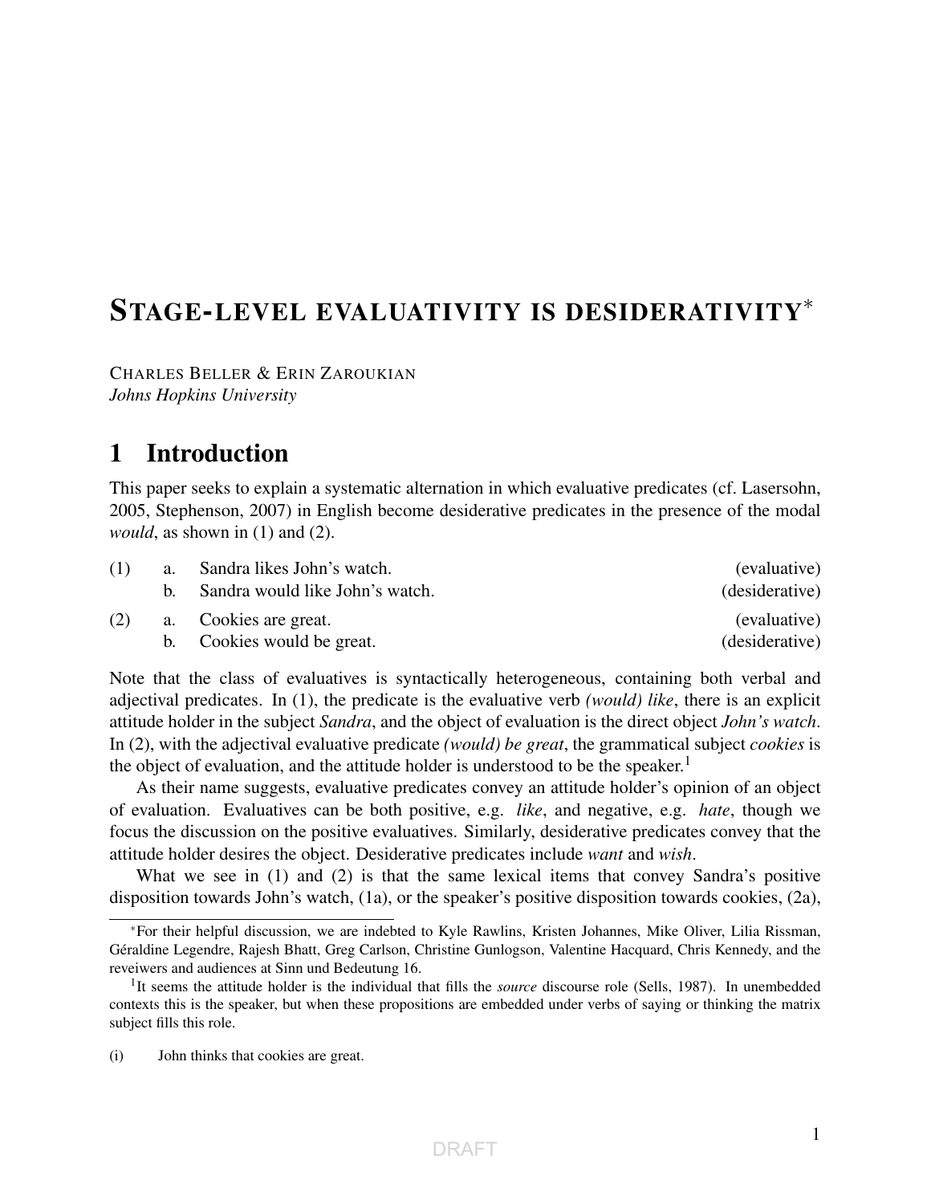# STAGE-LEVEL EVALUATIVITY IS DESIDERATIVITY*

CHARLES BELLER & ERIN ZAROUKIAN
*Johns Hopkins University*

## 1 Introduction

This paper seeks to explain a systematic alternation in which evaluative predicates (cf. Lasersohn, 2005, Stephenson, 2007) in English become desiderative predicates in the presence of the modal *would*, as shown in (1) and (2).

(1) a. Sandra likes John's watch. (evaluative)
 b. Sandra would like John's watch. (desiderative)

(2) a. Cookies are great. (evaluative)
 b. Cookies would be great. (desiderative)

Note that the class of evaluatives is syntactically heterogeneous, containing both verbal and adjectival predicates. In (1), the predicate is the evaluative verb *(would) like*, there is an explicit attitude holder in the subject *Sandra*, and the object of evaluation is the direct object *John's watch*. In (2), with the adjectival evaluative predicate *(would) be great*, the grammatical subject *cookies* is the object of evaluation, and the attitude holder is understood to be the speaker.[1]

As their name suggests, evaluative predicates convey an attitude holder's opinion of an object of evaluation. Evaluatives can be both positive, e.g. *like*, and negative, e.g. *hate*, though we focus the discussion on the positive evaluatives. Similarly, desiderative predicates convey that the attitude holder desires the object. Desiderative predicates include *want* and *wish*.

What we see in (1) and (2) is that the same lexical items that convey Sandra's positive disposition towards John's watch, (1a), or the speaker's positive disposition towards cookies, (2a),

---

*For their helpful discussion, we are indebted to Kyle Rawlins, Kristen Johannes, Mike Oliver, Lilia Rissman, Géraldine Legendre, Rajesh Bhatt, Greg Carlson, Christine Gunlogson, Valentine Hacquard, Chris Kennedy, and the reveiwers and audiences at Sinn und Bedeutung 16.

[1] It seems the attitude holder is the individual that fills the *source* discourse role (Sells, 1987). In unembedded contexts this is the speaker, but when these propositions are embedded under verbs of saying or thinking the matrix subject fills this role.

(i) John thinks that cookies are great.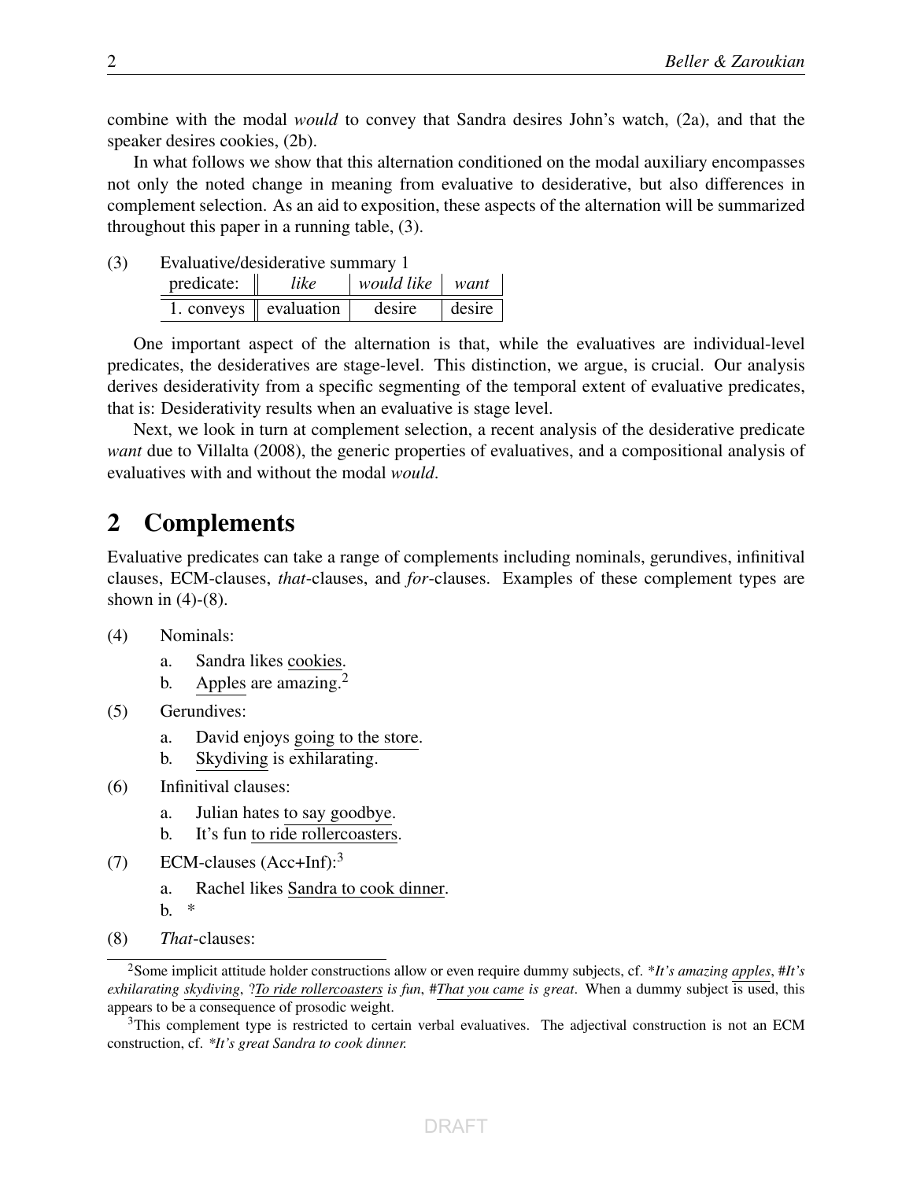combine with the modal *would* to convey that Sandra desires John's watch, (2a), and that the speaker desires cookies, (2b).

In what follows we show that this alternation conditioned on the modal auxiliary encompasses not only the noted change in meaning from evaluative to desiderative, but also differences in complement selection. As an aid to exposition, these aspects of the alternation will be summarized throughout this paper in a running table, (3).

(3) Evaluative/desiderative summary 1

| predicate: | *like* | *would like* | *want* |
|---|---|---|---|
| 1. conveys | evaluation | desire | desire |

One important aspect of the alternation is that, while the evaluatives are individual-level predicates, the desideratives are stage-level. This distinction, we argue, is crucial. Our analysis derives desiderativity from a specific segmenting of the temporal extent of evaluative predicates, that is: Desiderativity results when an evaluative is stage level.

Next, we look in turn at complement selection, a recent analysis of the desiderative predicate *want* due to Villalta (2008), the generic properties of evaluatives, and a compositional analysis of evaluatives with and without the modal *would*.

## 2 Complements

Evaluative predicates can take a range of complements including nominals, gerundives, infinitival clauses, ECM-clauses, *that*-clauses, and *for*-clauses. Examples of these complement types are shown in (4)-(8).

(4) Nominals:
   a. Sandra likes <u>cookies</u>.
   b. <u>Apples</u> are amazing.[2]

(5) Gerundives:
   a. David enjoys <u>going to the store</u>.
   b. <u>Skydiving</u> is exhilarating.

(6) Infinitival clauses:
   a. Julian hates <u>to say goodbye</u>.
   b. It's fun <u>to ride rollercoasters</u>.

(7) ECM-clauses (Acc+Inf):[3]
   a. Rachel likes <u>Sandra to cook dinner</u>.
   b. *

(8) *That*-clauses:

---

[2] Some implicit attitude holder constructions allow or even require dummy subjects, cf. **It's amazing <u>apples</u>*, #*It's exhilarating <u>skydiving</u>*, ?*<u>To ride rollercoasters</u> is fun*, #*<u>That you came</u> is great*. When a dummy subject is used, this appears to be a consequence of prosodic weight.

[3] This complement type is restricted to certain verbal evaluatives. The adjectival construction is not an ECM construction, cf. **It's great Sandra to cook dinner.*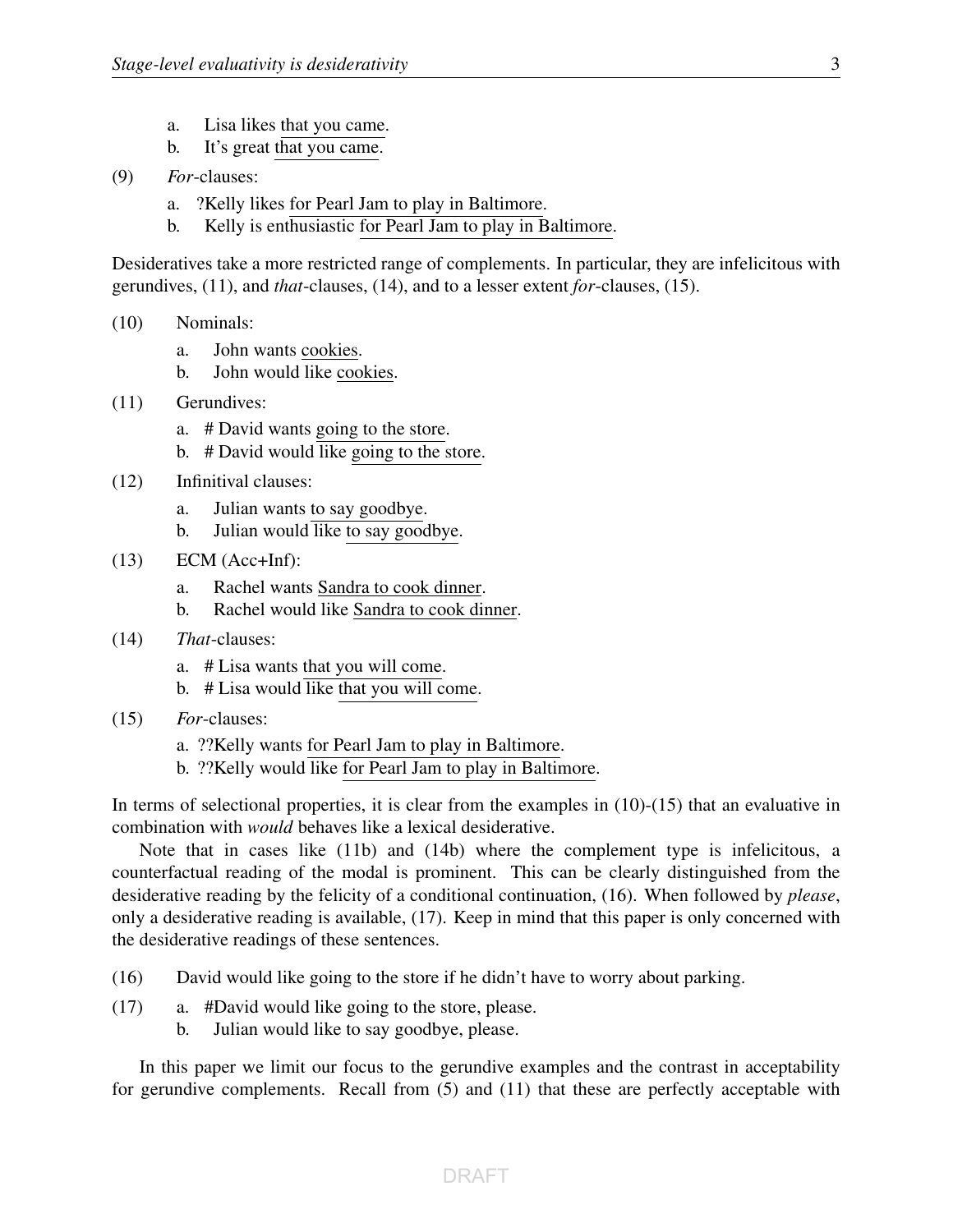a. Lisa likes that you came.
b. It's great that you came.

(9) *For*-clauses:

a. ?Kelly likes for Pearl Jam to play in Baltimore.
b. Kelly is enthusiastic for Pearl Jam to play in Baltimore.

Desideratives take a more restricted range of complements. In particular, they are infelicitous with gerundives, (11), and *that*-clauses, (14), and to a lesser extent *for*-clauses, (15).

(10) Nominals:

a. John wants cookies.
b. John would like cookies.

(11) Gerundives:

a. # David wants going to the store.
b. # David would like going to the store.

(12) Infinitival clauses:

a. Julian wants to say goodbye.
b. Julian would like to say goodbye.

(13) ECM (Acc+Inf):

a. Rachel wants Sandra to cook dinner.
b. Rachel would like Sandra to cook dinner.

(14) *That*-clauses:

a. # Lisa wants that you will come.
b. # Lisa would like that you will come.

(15) *For*-clauses:

a. ??Kelly wants for Pearl Jam to play in Baltimore.
b. ??Kelly would like for Pearl Jam to play in Baltimore.

In terms of selectional properties, it is clear from the examples in (10)-(15) that an evaluative in combination with *would* behaves like a lexical desiderative.

Note that in cases like (11b) and (14b) where the complement type is infelicitous, a counterfactual reading of the modal is prominent. This can be clearly distinguished from the desiderative reading by the felicity of a conditional continuation, (16). When followed by *please*, only a desiderative reading is available, (17). Keep in mind that this paper is only concerned with the desiderative readings of these sentences.

(16) David would like going to the store if he didn't have to worry about parking.

(17) a. #David would like going to the store, please.
b. Julian would like to say goodbye, please.

In this paper we limit our focus to the gerundive examples and the contrast in acceptability for gerundive complements. Recall from (5) and (11) that these are perfectly acceptable with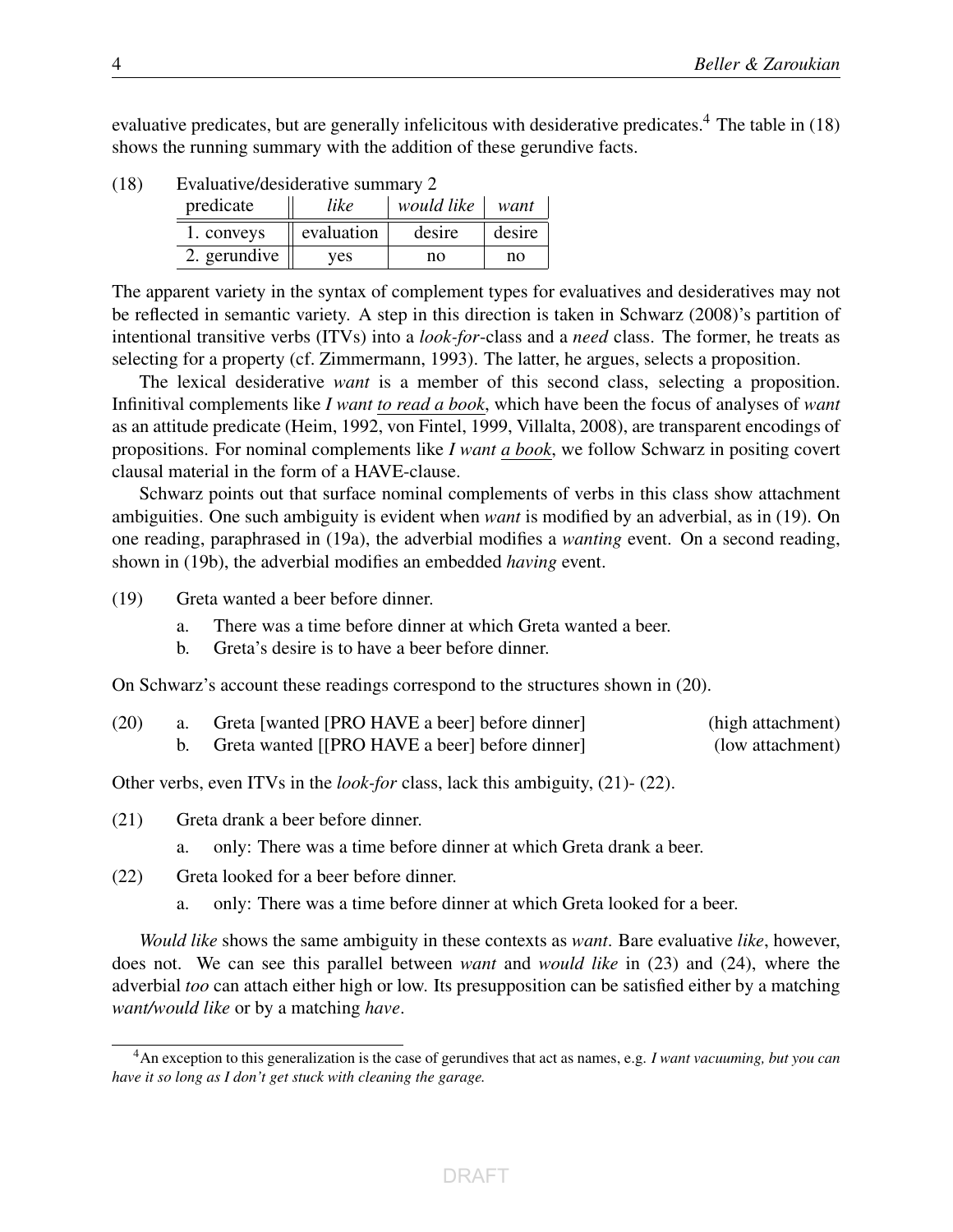evaluative predicates, but are generally infelicitous with desiderative predicates.[4] The table in (18) shows the running summary with the addition of these gerundive facts.

(18) Evaluative/desiderative summary 2

| predicate | *like* | *would like* | *want* |
|---|---|---|---|
| 1. conveys | evaluation | desire | desire |
| 2. gerundive | yes | no | no |

The apparent variety in the syntax of complement types for evaluatives and desideratives may not be reflected in semantic variety. A step in this direction is taken in Schwarz (2008)'s partition of intentional transitive verbs (ITVs) into a *look-for*-class and a *need* class. The former, he treats as selecting for a property (cf. Zimmermann, 1993). The latter, he argues, selects a proposition.

The lexical desiderative *want* is a member of this second class, selecting a proposition. Infinitival complements like *I want to read a book*, which have been the focus of analyses of *want* as an attitude predicate (Heim, 1992, von Fintel, 1999, Villalta, 2008), are transparent encodings of propositions. For nominal complements like *I want a book*, we follow Schwarz in positing covert clausal material in the form of a HAVE-clause.

Schwarz points out that surface nominal complements of verbs in this class show attachment ambiguities. One such ambiguity is evident when *want* is modified by an adverbial, as in (19). On one reading, paraphrased in (19a), the adverbial modifies a *wanting* event. On a second reading, shown in (19b), the adverbial modifies an embedded *having* event.

(19) Greta wanted a beer before dinner.

a. There was a time before dinner at which Greta wanted a beer.

b. Greta's desire is to have a beer before dinner.

On Schwarz's account these readings correspond to the structures shown in (20).

(20) a. Greta [wanted [PRO HAVE a beer] before dinner] (high attachment)

b. Greta wanted [[PRO HAVE a beer] before dinner] (low attachment)

Other verbs, even ITVs in the *look-for* class, lack this ambiguity, (21)- (22).

(21) Greta drank a beer before dinner.

a. only: There was a time before dinner at which Greta drank a beer.

(22) Greta looked for a beer before dinner.

a. only: There was a time before dinner at which Greta looked for a beer.

*Would like* shows the same ambiguity in these contexts as *want*. Bare evaluative *like*, however, does not. We can see this parallel between *want* and *would like* in (23) and (24), where the adverbial *too* can attach either high or low. Its presupposition can be satisfied either by a matching *want/would like* or by a matching *have*.

[4] An exception to this generalization is the case of gerundives that act as names, e.g. *I want vacuuming, but you can have it so long as I don't get stuck with cleaning the garage.*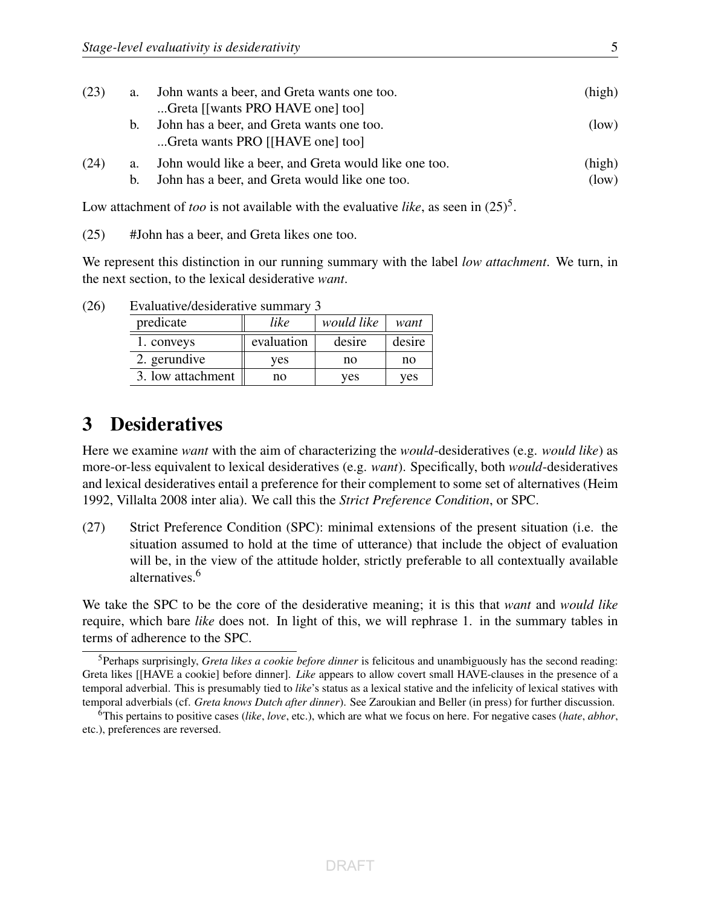(23) a. John wants a beer, and Greta wants one too. (high)
...Greta [[wants PRO HAVE one] too]

b. John has a beer, and Greta wants one too. (low)
...Greta wants PRO [[HAVE one] too]

(24) a. John would like a beer, and Greta would like one too. (high)

b. John has a beer, and Greta would like one too. (low)

Low attachment of *too* is not available with the evaluative *like*, as seen in (25)[5].

(25) #John has a beer, and Greta likes one too.

We represent this distinction in our running summary with the label *low attachment*. We turn, in the next section, to the lexical desiderative *want*.

(26) Evaluative/desiderative summary 3

| predicate | *like* | *would like* | *want* |
|---|---|---|---|
| 1. conveys | evaluation | desire | desire |
| 2. gerundive | yes | no | no |
| 3. low attachment | no | yes | yes |

# 3 Desideratives

Here we examine *want* with the aim of characterizing the *would*-desideratives (e.g. *would like*) as more-or-less equivalent to lexical desideratives (e.g. *want*). Specifically, both *would*-desideratives and lexical desideratives entail a preference for their complement to some set of alternatives (Heim 1992, Villalta 2008 inter alia). We call this the *Strict Preference Condition*, or SPC.

(27) Strict Preference Condition (SPC): minimal extensions of the present situation (i.e. the situation assumed to hold at the time of utterance) that include the object of evaluation will be, in the view of the attitude holder, strictly preferable to all contextually available alternatives.[6]

We take the SPC to be the core of the desiderative meaning; it is this that *want* and *would like* require, which bare *like* does not. In light of this, we will rephrase 1. in the summary tables in terms of adherence to the SPC.

---

[5]Perhaps surprisingly, *Greta likes a cookie before dinner* is felicitous and unambiguously has the second reading: Greta likes [[HAVE a cookie] before dinner]. *Like* appears to allow covert small HAVE-clauses in the presence of a temporal adverbial. This is presumably tied to *like*'s status as a lexical stative and the infelicity of lexical statives with temporal adverbials (cf. *Greta knows Dutch after dinner*). See Zaroukian and Beller (in press) for further discussion.

[6]This pertains to positive cases (*like*, *love*, etc.), which are what we focus on here. For negative cases (*hate*, *abhor*, etc.), preferences are reversed.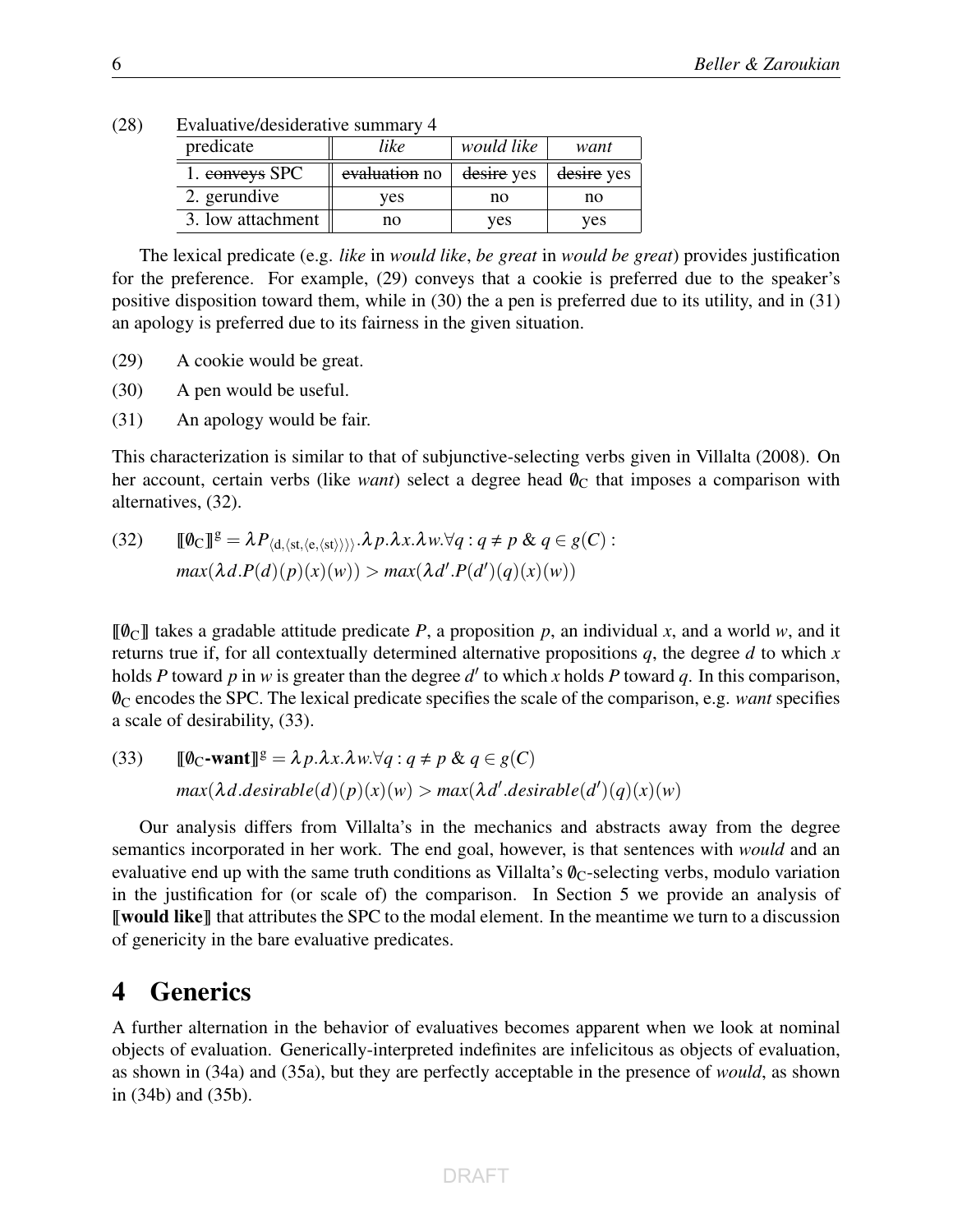(28) Evaluative/desiderative summary 4

| predicate | *like* | *would like* | *want* |
|---|---|---|---|
| 1. ~~conveys~~ SPC | ~~evaluation~~ no | ~~desire~~ yes | ~~desire~~ yes |
| 2. gerundive | yes | no | no |
| 3. low attachment | no | yes | yes |

The lexical predicate (e.g. *like* in *would like*, *be great* in *would be great*) provides justification for the preference. For example, (29) conveys that a cookie is preferred due to the speaker's positive disposition toward them, while in (30) the a pen is preferred due to its utility, and in (31) an apology is preferred due to its fairness in the given situation.

(29) A cookie would be great.

(30) A pen would be useful.

(31) An apology would be fair.

This characterization is similar to that of subjunctive-selecting verbs given in Villalta (2008). On her account, certain verbs (like *want*) select a degree head $\emptyset_C$ that imposes a comparison with alternatives, (32).

(32) $[\![\emptyset_C]\!]^g = \lambda P_{\langle d,\langle st,\langle e,\langle st\rangle\rangle\rangle\rangle}.\lambda p.\lambda x.\lambda w.\forall q: q \neq p \ \&\ q \in g(C):$
$max(\lambda d.P(d)(p)(x)(w)) > max(\lambda d'.P(d')(q)(x)(w))$

$[\![\emptyset_C]\!]$ takes a gradable attitude predicate $P$, a proposition $p$, an individual $x$, and a world $w$, and it returns true if, for all contextually determined alternative propositions $q$, the degree $d$ to which $x$ holds $P$ toward $p$ in $w$ is greater than the degree $d'$ to which $x$ holds $P$ toward $q$. In this comparison, $\emptyset_C$ encodes the SPC. The lexical predicate specifies the scale of the comparison, e.g. *want* specifies a scale of desirability, (33).

(33) $[\![\emptyset_C\textbf{-want}]\!]^g = \lambda p.\lambda x.\lambda w.\forall q: q \neq p \ \&\ q \in g(C)$
$max(\lambda d.desirable(d)(p)(x)(w) > max(\lambda d'.desirable(d')(q)(x)(w)$

Our analysis differs from Villalta's in the mechanics and abstracts away from the degree semantics incorporated in her work. The end goal, however, is that sentences with *would* and an evaluative end up with the same truth conditions as Villalta's $\emptyset_C$-selecting verbs, modulo variation in the justification for (or scale of) the comparison. In Section 5 we provide an analysis of $[\![$**would like**$]\!]$ that attributes the SPC to the modal element. In the meantime we turn to a discussion of genericity in the bare evaluative predicates.

# 4 Generics

A further alternation in the behavior of evaluatives becomes apparent when we look at nominal objects of evaluation. Generically-interpreted indefinites are infelicitous as objects of evaluation, as shown in (34a) and (35a), but they are perfectly acceptable in the presence of *would*, as shown in (34b) and (35b).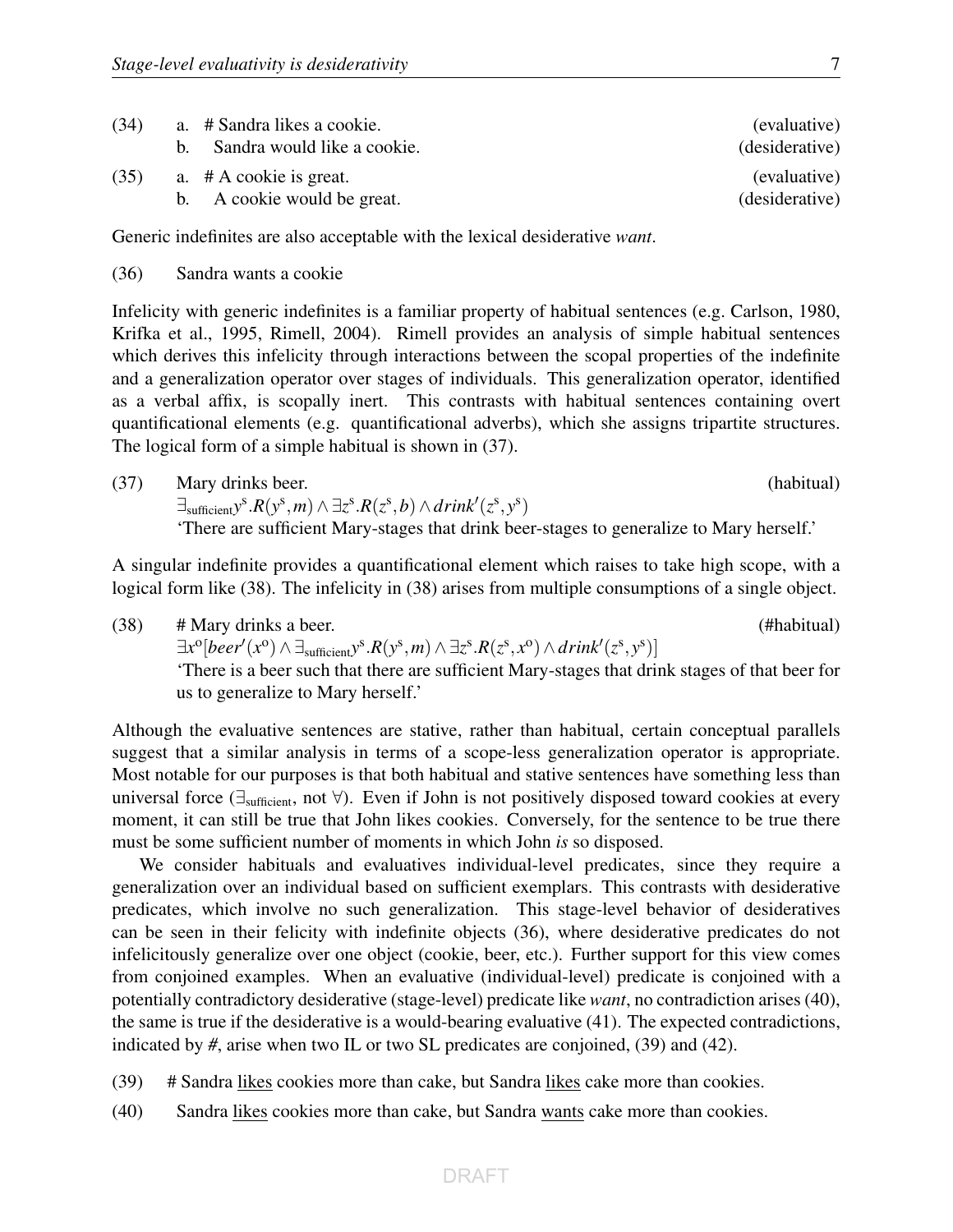(34) a. # Sandra likes a cookie. (evaluative)
b. Sandra would like a cookie. (desiderative)

(35) a. # A cookie is great. (evaluative)
b. A cookie would be great. (desiderative)

Generic indefinites are also acceptable with the lexical desiderative *want*.

(36) Sandra wants a cookie

Infelicity with generic indefinites is a familiar property of habitual sentences (e.g. Carlson, 1980, Krifka et al., 1995, Rimell, 2004). Rimell provides an analysis of simple habitual sentences which derives this infelicity through interactions between the scopal properties of the indefinite and a generalization operator over stages of individuals. This generalization operator, identified as a verbal affix, is scopally inert. This contrasts with habitual sentences containing overt quantificational elements (e.g. quantificational adverbs), which she assigns tripartite structures. The logical form of a simple habitual is shown in (37).

(37) Mary drinks beer. (habitual)
$\exists_{\text{sufficient}} y^{s}.R(y^{s}, m) \wedge \exists z^{s}.R(z^{s}, b) \wedge drink'(z^{s}, y^{s})$
'There are sufficient Mary-stages that drink beer-stages to generalize to Mary herself.'

A singular indefinite provides a quantificational element which raises to take high scope, with a logical form like (38). The infelicity in (38) arises from multiple consumptions of a single object.

(38) # Mary drinks a beer. (#habitual)
$\exists x^{o}[beer'(x^{o}) \wedge \exists_{\text{sufficient}} y^{s}.R(y^{s}, m) \wedge \exists z^{s}.R(z^{s}, x^{o}) \wedge drink'(z^{s}, y^{s})]$
'There is a beer such that there are sufficient Mary-stages that drink stages of that beer for us to generalize to Mary herself.'

Although the evaluative sentences are stative, rather than habitual, certain conceptual parallels suggest that a similar analysis in terms of a scope-less generalization operator is appropriate. Most notable for our purposes is that both habitual and stative sentences have something less than universal force ($\exists_{\text{sufficient}}$, not $\forall$). Even if John is not positively disposed toward cookies at every moment, it can still be true that John likes cookies. Conversely, for the sentence to be true there must be some sufficient number of moments in which John *is* so disposed.

We consider habituals and evaluatives individual-level predicates, since they require a generalization over an individual based on sufficient exemplars. This contrasts with desiderative predicates, which involve no such generalization. This stage-level behavior of desideratives can be seen in their felicity with indefinite objects (36), where desiderative predicates do not infelicitously generalize over one object (cookie, beer, etc.). Further support for this view comes from conjoined examples. When an evaluative (individual-level) predicate is conjoined with a potentially contradictory desiderative (stage-level) predicate like *want*, no contradiction arises (40), the same is true if the desiderative is a would-bearing evaluative (41). The expected contradictions, indicated by #, arise when two IL or two SL predicates are conjoined, (39) and (42).

(39) # Sandra likes cookies more than cake, but Sandra likes cake more than cookies.

(40) Sandra likes cookies more than cake, but Sandra wants cake more than cookies.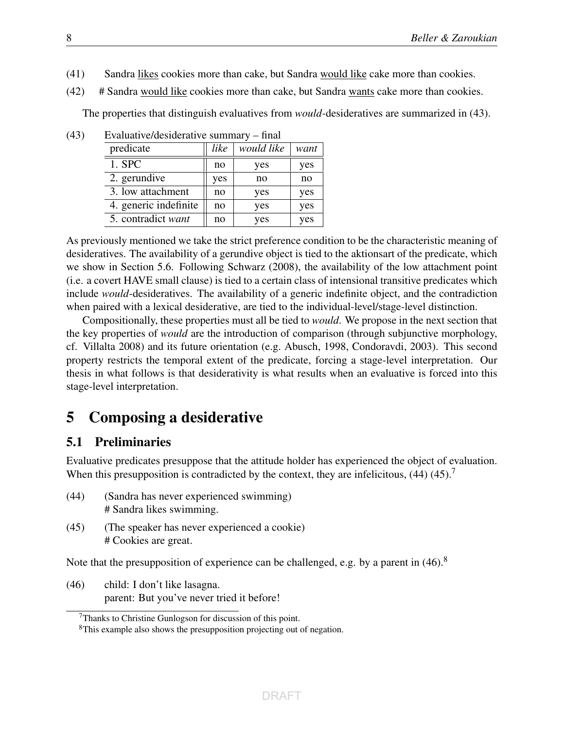(41) Sandra likes cookies more than cake, but Sandra would like cake more than cookies.

(42) # Sandra would like cookies more than cake, but Sandra wants cake more than cookies.

The properties that distinguish evaluatives from *would*-desideratives are summarized in (43).

(43) Evaluative/desiderative summary – final

| predicate | *like* | *would like* | *want* |
|---|---|---|---|
| 1. SPC | no | yes | yes |
| 2. gerundive | yes | no | no |
| 3. low attachment | no | yes | yes |
| 4. generic indefinite | no | yes | yes |
| 5. contradict *want* | no | yes | yes |

As previously mentioned we take the strict preference condition to be the characteristic meaning of desideratives. The availability of a gerundive object is tied to the aktionsart of the predicate, which we show in Section 5.6. Following Schwarz (2008), the availability of the low attachment point (i.e. a covert HAVE small clause) is tied to a certain class of intensional transitive predicates which include *would*-desideratives. The availability of a generic indefinite object, and the contradiction when paired with a lexical desiderative, are tied to the individual-level/stage-level distinction.

Compositionally, these properties must all be tied to *would*. We propose in the next section that the key properties of *would* are the introduction of comparison (through subjunctive morphology, cf. Villalta 2008) and its future orientation (e.g. Abusch, 1998, Condoravdi, 2003). This second property restricts the temporal extent of the predicate, forcing a stage-level interpretation. Our thesis in what follows is that desiderativity is what results when an evaluative is forced into this stage-level interpretation.

# 5 Composing a desiderative

## 5.1 Preliminaries

Evaluative predicates presuppose that the attitude holder has experienced the object of evaluation. When this presupposition is contradicted by the context, they are infelicitous, (44) (45).[7]

(44) (Sandra has never experienced swimming)
# Sandra likes swimming.

(45) (The speaker has never experienced a cookie)
# Cookies are great.

Note that the presupposition of experience can be challenged, e.g. by a parent in (46).[8]

(46) child: I don't like lasagna.
parent: But you've never tried it before!

[7] Thanks to Christine Gunlogson for discussion of this point.

[8] This example also shows the presupposition projecting out of negation.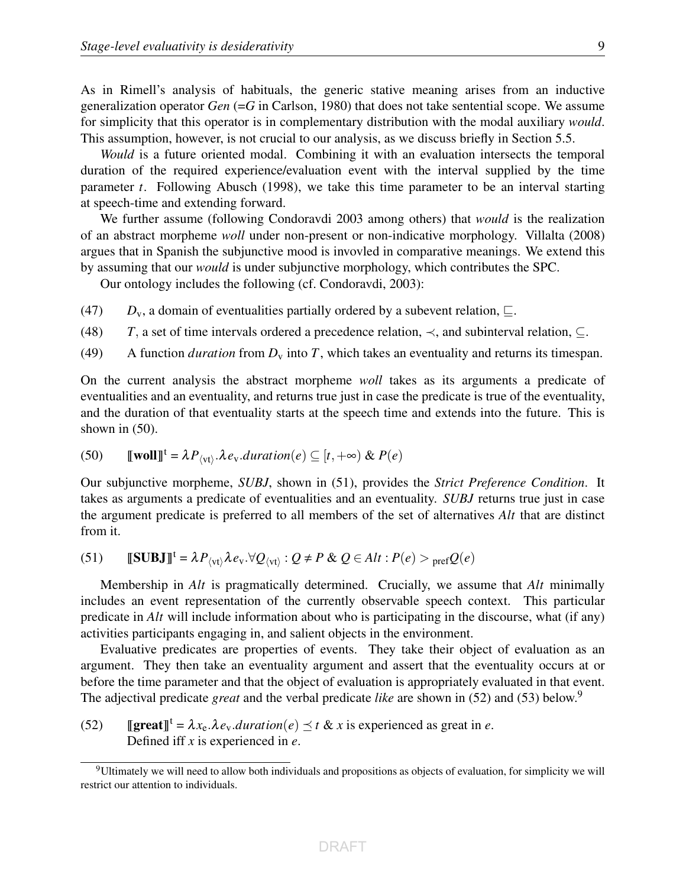As in Rimell's analysis of habituals, the generic stative meaning arises from an inductive generalization operator *Gen* (=*G* in Carlson, 1980) that does not take sentential scope. We assume for simplicity that this operator is in complementary distribution with the modal auxiliary *would*. This assumption, however, is not crucial to our analysis, as we discuss briefly in Section 5.5.

*Would* is a future oriented modal. Combining it with an evaluation intersects the temporal duration of the required experience/evaluation event with the interval supplied by the time parameter $t$. Following Abusch (1998), we take this time parameter to be an interval starting at speech-time and extending forward.

We further assume (following Condoravdi 2003 among others) that *would* is the realization of an abstract morpheme *woll* under non-present or non-indicative morphology. Villalta (2008) argues that in Spanish the subjunctive mood is invovled in comparative meanings. We extend this by assuming that our *would* is under subjunctive morphology, which contributes the SPC.

Our ontology includes the following (cf. Condoravdi, 2003):

(47) $D_v$, a domain of eventualities partially ordered by a subevent relation, $\sqsubseteq$.

(48) $T$, a set of time intervals ordered a precedence relation, $\prec$, and subinterval relation, $\subseteq$.

(49) A function *duration* from $D_v$ into $T$, which takes an eventuality and returns its timespan.

On the current analysis the abstract morpheme *woll* takes as its arguments a predicate of eventualities and an eventuality, and returns true just in case the predicate is true of the eventuality, and the duration of that eventuality starts at the speech time and extends into the future. This is shown in (50).

(50) $[\![\textbf{woll}]\!]^t = \lambda P_{\langle vt \rangle}.\lambda e_v.duration(e) \subseteq [t, +\infty)$ & $P(e)$

Our subjunctive morpheme, *SUBJ*, shown in (51), provides the *Strict Preference Condition*. It takes as arguments a predicate of eventualities and an eventuality. *SUBJ* returns true just in case the argument predicate is preferred to all members of the set of alternatives *Alt* that are distinct from it.

(51) $[\![\textbf{SUBJ}]\!]^t = \lambda P_{\langle vt \rangle} \lambda e_v.\forall Q_{\langle vt \rangle} : Q \neq P \;\&\; Q \in Alt : P(e) >_{pref} Q(e)$

Membership in *Alt* is pragmatically determined. Crucially, we assume that *Alt* minimally includes an event representation of the currently observable speech context. This particular predicate in *Alt* will include information about who is participating in the discourse, what (if any) activities participants engaging in, and salient objects in the environment.

Evaluative predicates are properties of events. They take their object of evaluation as an argument. They then take an eventuality argument and assert that the eventuality occurs at or before the time parameter and that the object of evaluation is appropriately evaluated in that event. The adjectival predicate *great* and the verbal predicate *like* are shown in (52) and (53) below.[9]

(52) $[\![\textbf{great}]\!]^t = \lambda x_e.\lambda e_v.duration(e) \preceq t$ & $x$ is experienced as great in $e$.
Defined iff $x$ is experienced in $e$.

[9] Ultimately we will need to allow both individuals and propositions as objects of evaluation, for simplicity we will restrict our attention to individuals.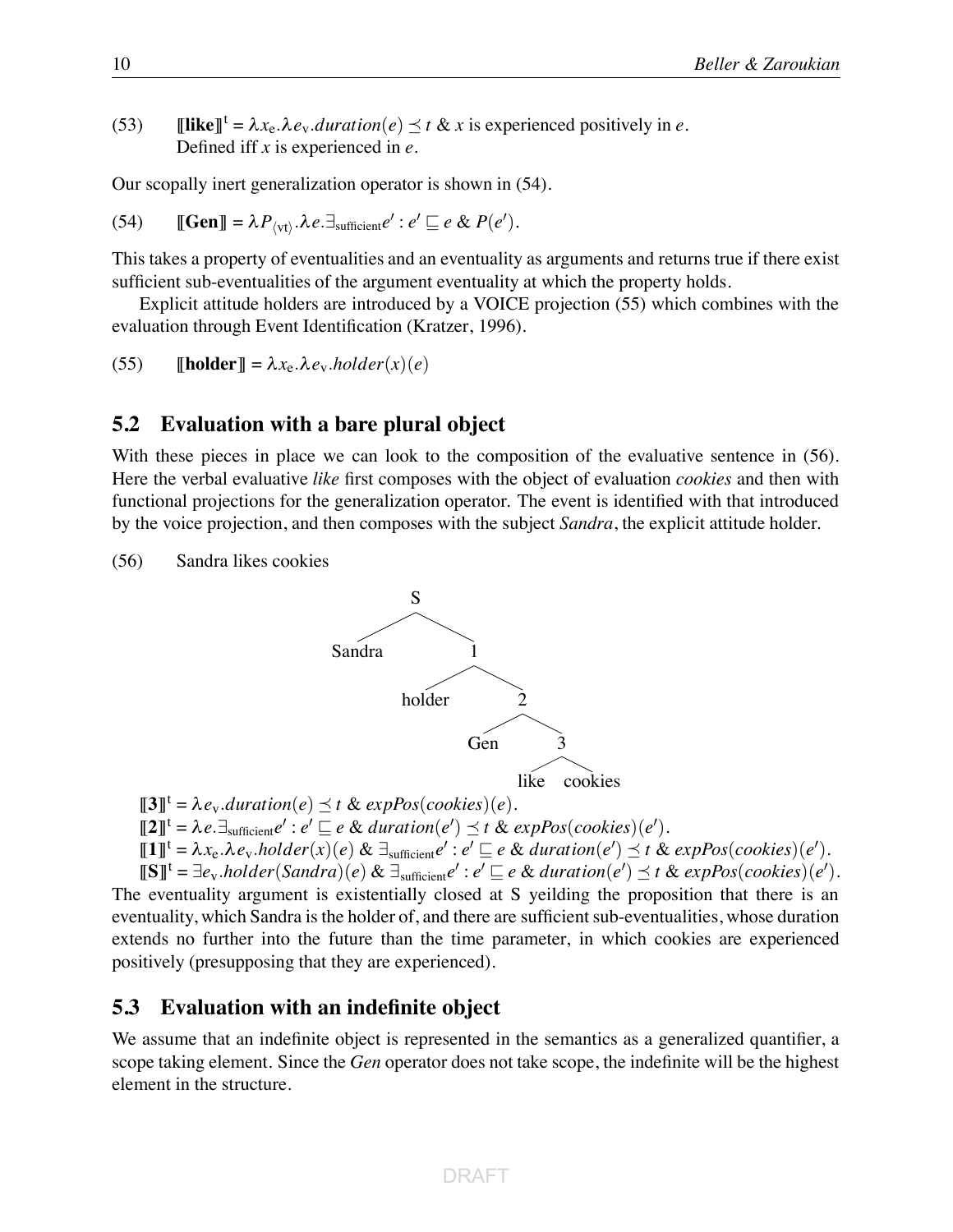(53) $[\![\textbf{like}]\!]^t = \lambda x_e.\lambda e_v.duration(e) \preceq t$ & $x$ is experienced positively in $e$.
Defined iff $x$ is experienced in $e$.

Our scopally inert generalization operator is shown in (54).

(54) $[\![\textbf{Gen}]\!] = \lambda P_{\langle vt \rangle}.\lambda e.\exists_{\text{sufficient}} e' : e' \sqsubseteq e$ & $P(e')$.

This takes a property of eventualities and an eventuality as arguments and returns true if there exist sufficient sub-eventualities of the argument eventuality at which the property holds.

Explicit attitude holders are introduced by a VOICE projection (55) which combines with the evaluation through Event Identification (Kratzer, 1996).

(55) $[\![\textbf{holder}]\!] = \lambda x_e.\lambda e_v.holder(x)(e)$

## 5.2 Evaluation with a bare plural object

With these pieces in place we can look to the composition of the evaluative sentence in (56). Here the verbal evaluative *like* first composes with the object of evaluation *cookies* and then with functional projections for the generalization operator. The event is identified with that introduced by the voice projection, and then composes with the subject *Sandra*, the explicit attitude holder.

(56) Sandra likes cookies

```
S
├── Sandra
└── 1
    ├── holder
    └── 2
        ├── Gen
        └── 3
            ├── like
            └── cookies
```

$[\![\textbf{3}]\!]^t = \lambda e_v.duration(e) \preceq t$ & $expPos(cookies)(e)$.
$[\![\textbf{2}]\!]^t = \lambda e.\exists_{\text{sufficient}} e' : e' \sqsubseteq e$ & $duration(e') \preceq t$ & $expPos(cookies)(e')$.
$[\![\textbf{1}]\!]^t = \lambda x_e.\lambda e_v.holder(x)(e)$ & $\exists_{\text{sufficient}} e' : e' \sqsubseteq e$ & $duration(e') \preceq t$ & $expPos(cookies)(e')$.
$[\![\textbf{S}]\!]^t = \exists e_v.holder(Sandra)(e)$ & $\exists_{\text{sufficient}} e' : e' \sqsubseteq e$ & $duration(e') \preceq t$ & $expPos(cookies)(e')$.

The eventuality argument is existentially closed at S yeilding the proposition that there is an eventuality, which Sandra is the holder of, and there are sufficient sub-eventualities, whose duration extends no further into the future than the time parameter, in which cookies are experienced positively (presupposing that they are experienced).

## 5.3 Evaluation with an indefinite object

We assume that an indefinite object is represented in the semantics as a generalized quantifier, a scope taking element. Since the *Gen* operator does not take scope, the indefinite will be the highest element in the structure.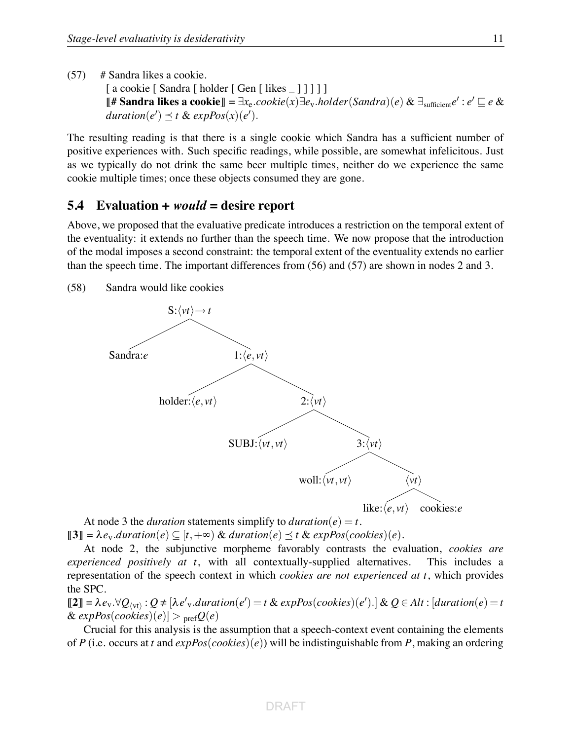(57) # Sandra likes a cookie.
[ a cookie [ Sandra [ holder [ Gen [ likes _ ] ] ] ] ]
**⟦# Sandra likes a cookie⟧** = $\exists x_e.cookie(x)\exists e_v.holder(Sandra)(e)$ & $\exists_{\text{sufficient}} e' : e' \sqsubseteq e$ & $duration(e') \preceq t$ & $expPos(x)(e')$.

The resulting reading is that there is a single cookie which Sandra has a sufficient number of positive experiences with. Such specific readings, while possible, are somewhat infelicitous. Just as we typically do not drink the same beer multiple times, neither do we experience the same cookie multiple times; once these objects consumed they are gone.

## 5.4 Evaluation + *would* = desire report

Above, we proposed that the evaluative predicate introduces a restriction on the temporal extent of the eventuality: it extends no further than the speech time. We now propose that the introduction of the modal imposes a second constraint: the temporal extent of the eventuality extends no earlier than the speech time. The important differences from (56) and (57) are shown in nodes 2 and 3.

(58) Sandra would like cookies

- S: $\langle vt \rangle \rightarrow t$
  - Sandra: $e$
  - 1: $\langle e, vt \rangle$
    - holder: $\langle e, vt \rangle$
    - 2: $\langle vt \rangle$
      - SUBJ: $\langle vt, vt \rangle$
      - 3: $\langle vt \rangle$
        - woll: $\langle vt, vt \rangle$
        - $\langle vt \rangle$
          - like: $\langle e, vt \rangle$
          - cookies: $e$

At node 3 the *duration* statements simplify to $duration(e) = t$.
**⟦3⟧** = $\lambda e_v.duration(e) \subseteq [t, +\infty)$ & $duration(e) \preceq t$ & $expPos(cookies)(e)$.

At node 2, the subjunctive morpheme favorably contrasts the evaluation, *cookies are experienced positively at t*, with all contextually-supplied alternatives. This includes a representation of the speech context in which *cookies are not experienced at t*, which provides the SPC.
**⟦2⟧** = $\lambda e_v.\forall Q_{\langle vt \rangle} : Q \neq [\lambda e'_v.duration(e') = t$ & $expPos(cookies)(e').]$ & $Q \in Alt : [duration(e) = t$ & $expPos(cookies)(e)] >_{\text{pref}} Q(e)$

Crucial for this analysis is the assumption that a speech-context event containing the elements of $P$ (i.e. occurs at $t$ and $expPos(cookies)(e)$) will be indistinguishable from $P$, making an ordering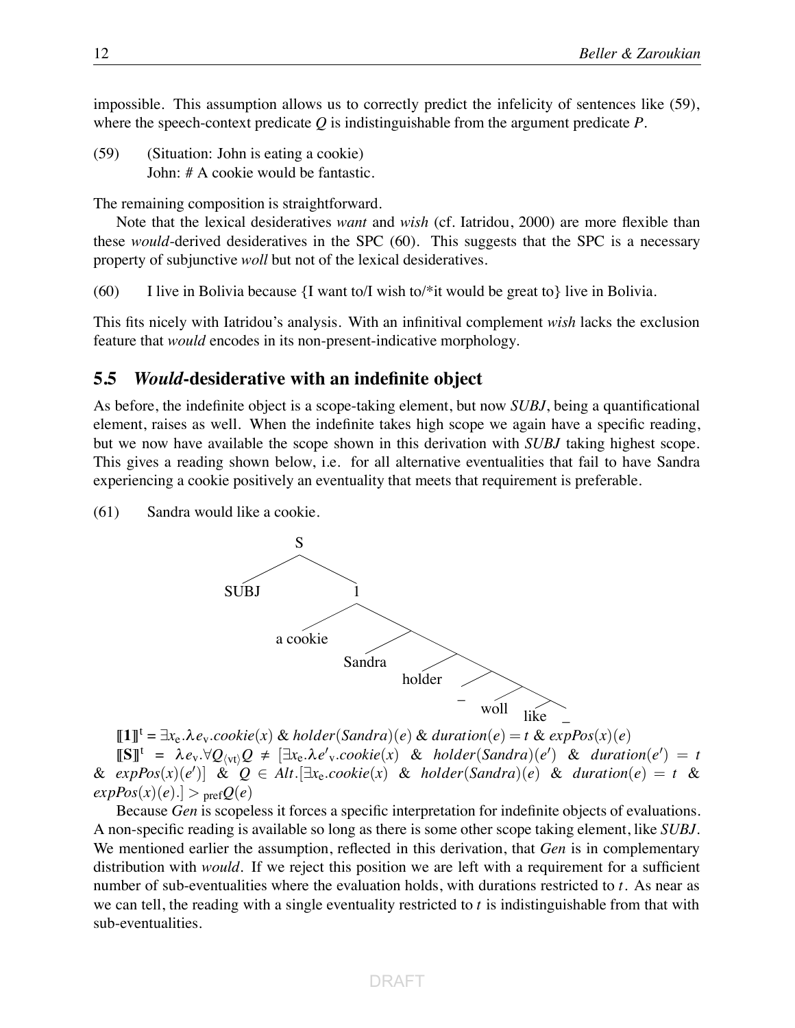impossible. This assumption allows us to correctly predict the infelicity of sentences like (59), where the speech-context predicate $Q$ is indistinguishable from the argument predicate $P$.

(59) (Situation: John is eating a cookie)
John: # A cookie would be fantastic.

The remaining composition is straightforward.

Note that the lexical desideratives *want* and *wish* (cf. Iatridou, 2000) are more flexible than these *would*-derived desideratives in the SPC (60). This suggests that the SPC is a necessary property of subjunctive *woll* but not of the lexical desideratives.

(60) I live in Bolivia because {I want to/I wish to/*it would be great to} live in Bolivia.

This fits nicely with Iatridou's analysis. With an infinitival complement *wish* lacks the exclusion feature that *would* encodes in its non-present-indicative morphology.

## 5.5 *Would*-desiderative with an indefinite object

As before, the indefinite object is a scope-taking element, but now *SUBJ*, being a quantificational element, raises as well. When the indefinite takes high scope we again have a specific reading, but we now have available the scope shown in this derivation with *SUBJ* taking highest scope. This gives a reading shown below, i.e. for all alternative eventualities that fail to have Sandra experiencing a cookie positively an eventuality that meets that requirement is preferable.

(61) Sandra would like a cookie.

```
S
├── SUBJ
└── 1
    ├── a cookie
    └── ·
        ├── Sandra
        └── ·
            ├── holder
            └── ·
                ├── _
                └── ·
                    ├── woll
                    └── ·
                        ├── like
                        └── _
```

$[\![\mathbf{1}]\!]^{t} = \exists x_{e}.\lambda e_{v}.cookie(x) \;\&\; holder(Sandra)(e) \;\&\; duration(e) = t \;\&\; expPos(x)(e)$

$[\![\mathbf{S}]\!]^{t} = \lambda e_{v}.\forall Q_{\langle vt\rangle} Q \neq [\exists x_{e}.\lambda e'_{v}.cookie(x) \;\&\; holder(Sandra)(e') \;\&\; duration(e') = t \;\&\; expPos(x)(e')] \;\&\; Q \in Alt.[\exists x_{e}.cookie(x) \;\&\; holder(Sandra)(e) \;\&\; duration(e) = t \;\&\; expPos(x)(e).] >_{\text{pref}} Q(e)$

Because *Gen* is scopeless it forces a specific interpretation for indefinite objects of evaluations. A non-specific reading is available so long as there is some other scope taking element, like *SUBJ*. We mentioned earlier the assumption, reflected in this derivation, that *Gen* is in complementary distribution with *would*. If we reject this position we are left with a requirement for a sufficient number of sub-eventualities where the evaluation holds, with durations restricted to $t$. As near as we can tell, the reading with a single eventuality restricted to $t$ is indistinguishable from that with sub-eventualities.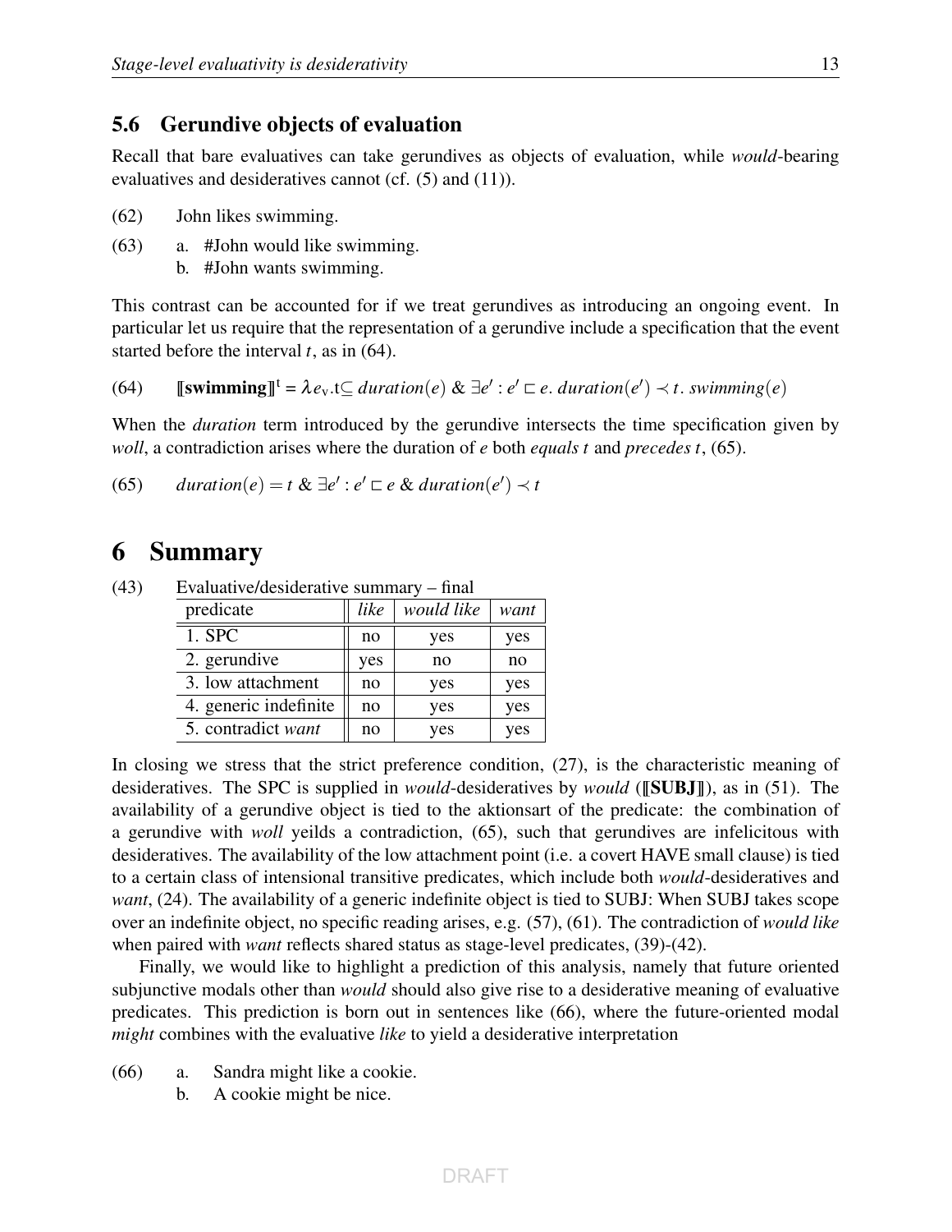### 5.6 Gerundive objects of evaluation

Recall that bare evaluatives can take gerundives as objects of evaluation, while *would*-bearing evaluatives and desideratives cannot (cf. (5) and (11)).

(62) John likes swimming.

(63) a. #John would like swimming.
     b. #John wants swimming.

This contrast can be accounted for if we treat gerundives as introducing an ongoing event. In particular let us require that the representation of a gerundive include a specification that the event started before the interval $t$, as in (64).

(64) $[\![\textbf{swimming}]\!]^t = \lambda e_v.t \subseteq duration(e)\ \&\ \exists e' : e' \sqsubset e.\ duration(e') \prec t.\ swimming(e)$

When the *duration* term introduced by the gerundive intersects the time specification given by *woll*, a contradiction arises where the duration of $e$ both *equals* $t$ and *precedes* $t$, (65).

(65) $duration(e) = t\ \&\ \exists e' : e' \sqsubset e\ \&\ duration(e') \prec t$

# 6 Summary

(43) Evaluative/desiderative summary – final

| predicate | *like* | *would like* | *want* |
|---|---|---|---|
| 1. SPC | no | yes | yes |
| 2. gerundive | yes | no | no |
| 3. low attachment | no | yes | yes |
| 4. generic indefinite | no | yes | yes |
| 5. contradict *want* | no | yes | yes |

In closing we stress that the strict preference condition, (27), is the characteristic meaning of desideratives. The SPC is supplied in *would*-desideratives by *would* ($[\![\textbf{SUBJ}]\!]$), as in (51). The availability of a gerundive object is tied to the aktionsart of the predicate: the combination of a gerundive with *woll* yeilds a contradiction, (65), such that gerundives are infelicitous with desideratives. The availability of the low attachment point (i.e. a covert HAVE small clause) is tied to a certain class of intensional transitive predicates, which include both *would*-desideratives and *want*, (24). The availability of a generic indefinite object is tied to SUBJ: When SUBJ takes scope over an indefinite object, no specific reading arises, e.g. (57), (61). The contradiction of *would like* when paired with *want* reflects shared status as stage-level predicates, (39)-(42).

Finally, we would like to highlight a prediction of this analysis, namely that future oriented subjunctive modals other than *would* should also give rise to a desiderative meaning of evaluative predicates. This prediction is born out in sentences like (66), where the future-oriented modal *might* combines with the evaluative *like* to yield a desiderative interpretation

(66) a. Sandra might like a cookie.
     b. A cookie might be nice.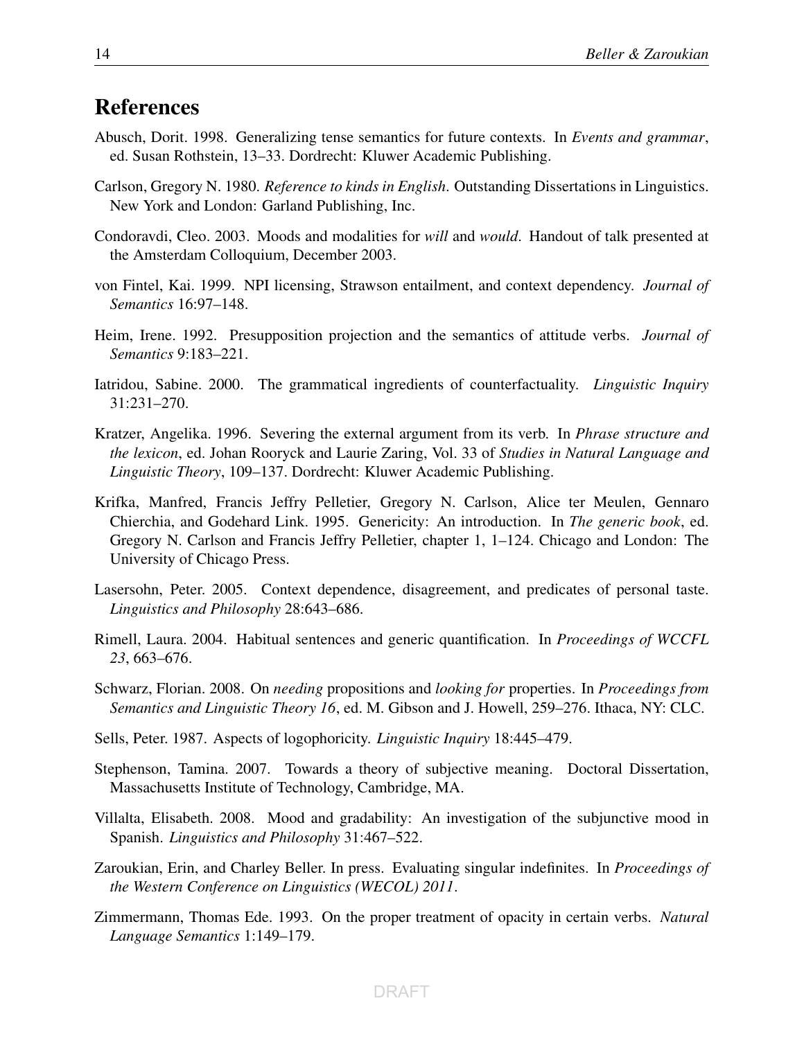## References

Abusch, Dorit. 1998. Generalizing tense semantics for future contexts. In *Events and grammar*, ed. Susan Rothstein, 13–33. Dordrecht: Kluwer Academic Publishing.

Carlson, Gregory N. 1980. *Reference to kinds in English*. Outstanding Dissertations in Linguistics. New York and London: Garland Publishing, Inc.

Condoravdi, Cleo. 2003. Moods and modalities for *will* and *would*. Handout of talk presented at the Amsterdam Colloquium, December 2003.

von Fintel, Kai. 1999. NPI licensing, Strawson entailment, and context dependency. *Journal of Semantics* 16:97–148.

Heim, Irene. 1992. Presupposition projection and the semantics of attitude verbs. *Journal of Semantics* 9:183–221.

Iatridou, Sabine. 2000. The grammatical ingredients of counterfactuality. *Linguistic Inquiry* 31:231–270.

Kratzer, Angelika. 1996. Severing the external argument from its verb. In *Phrase structure and the lexicon*, ed. Johan Rooryck and Laurie Zaring, Vol. 33 of *Studies in Natural Language and Linguistic Theory*, 109–137. Dordrecht: Kluwer Academic Publishing.

Krifka, Manfred, Francis Jeffry Pelletier, Gregory N. Carlson, Alice ter Meulen, Gennaro Chierchia, and Godehard Link. 1995. Genericity: An introduction. In *The generic book*, ed. Gregory N. Carlson and Francis Jeffry Pelletier, chapter 1, 1–124. Chicago and London: The University of Chicago Press.

Lasersohn, Peter. 2005. Context dependence, disagreement, and predicates of personal taste. *Linguistics and Philosophy* 28:643–686.

Rimell, Laura. 2004. Habitual sentences and generic quantification. In *Proceedings of WCCFL 23*, 663–676.

Schwarz, Florian. 2008. On *needing* propositions and *looking for* properties. In *Proceedings from Semantics and Linguistic Theory 16*, ed. M. Gibson and J. Howell, 259–276. Ithaca, NY: CLC.

Sells, Peter. 1987. Aspects of logophoricity. *Linguistic Inquiry* 18:445–479.

Stephenson, Tamina. 2007. Towards a theory of subjective meaning. Doctoral Dissertation, Massachusetts Institute of Technology, Cambridge, MA.

Villalta, Elisabeth. 2008. Mood and gradability: An investigation of the subjunctive mood in Spanish. *Linguistics and Philosophy* 31:467–522.

Zaroukian, Erin, and Charley Beller. In press. Evaluating singular indefinites. In *Proceedings of the Western Conference on Linguistics (WECOL) 2011*.

Zimmermann, Thomas Ede. 1993. On the proper treatment of opacity in certain verbs. *Natural Language Semantics* 1:149–179.

DRAFT